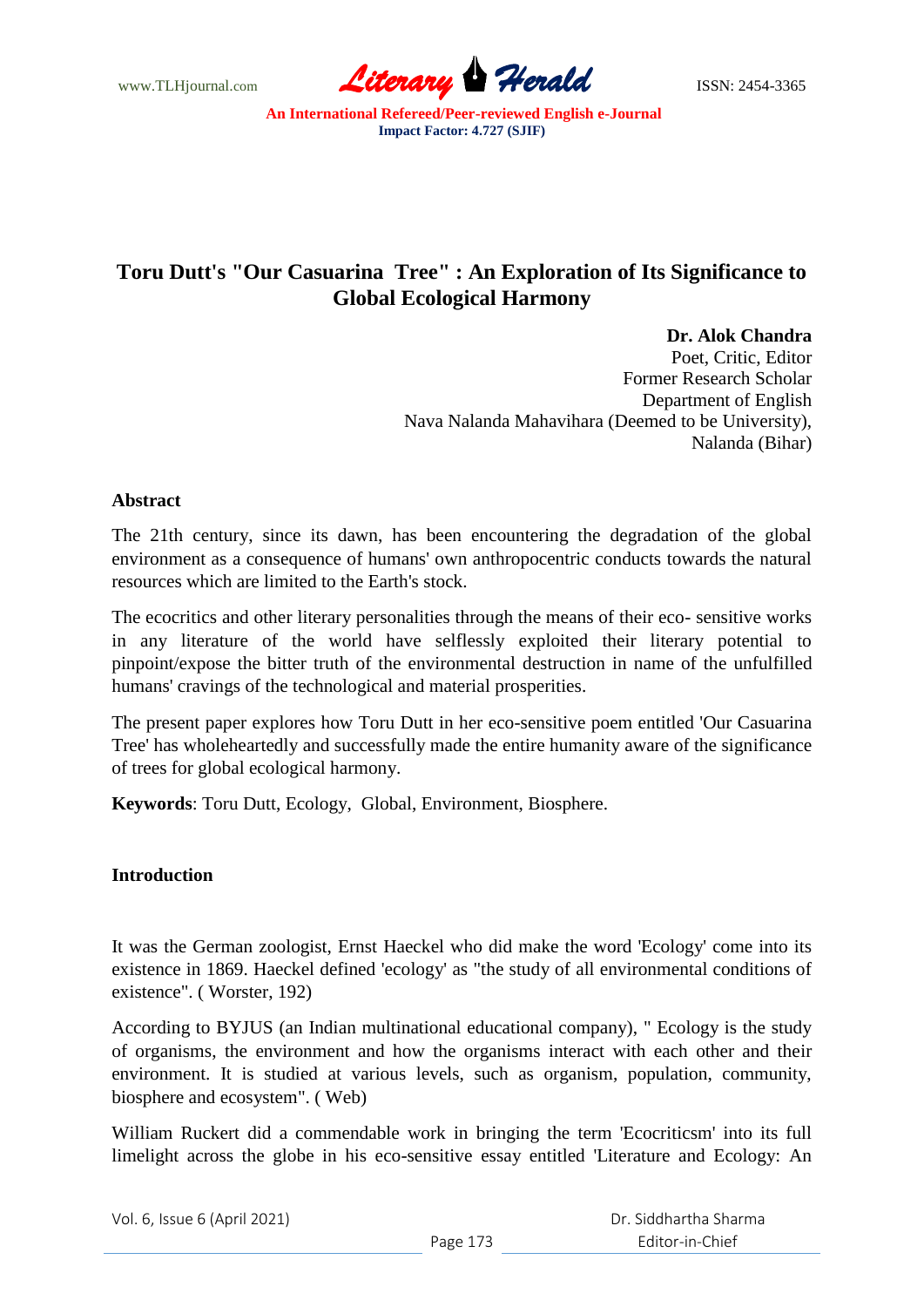# Toru Dutt's "Our Casuarina Tree" : An Exploration of Its Significance to Global Ecological Harmony

**Dr. Alok Chandra**
Poet, Critic, Editor
Former Research Scholar
Department of English
Nava Nalanda Mahavihara (Deemed to be University),
Nalanda (Bihar)

## Abstract

The 21th century, since its dawn, has been encountering the degradation of the global environment as a consequence of humans' own anthropocentric conducts towards the natural resources which are limited to the Earth's stock.

The ecocritics and other literary personalities through the means of their eco- sensitive works in any literature of the world have selflessly exploited their literary potential to pinpoint/expose the bitter truth of the environmental destruction in name of the unfulfilled humans' cravings of the technological and material prosperities.

The present paper explores how Toru Dutt in her eco-sensitive poem entitled 'Our Casuarina Tree' has wholeheartedly and successfully made the entire humanity aware of the significance of trees for global ecological harmony.

**Keywords**: Toru Dutt, Ecology, Global, Environment, Biosphere.

## Introduction

It was the German zoologist, Ernst Haeckel who did make the word 'Ecology' come into its existence in 1869. Haeckel defined 'ecology' as "the study of all environmental conditions of existence". ( Worster, 192)

According to BYJUS (an Indian multinational educational company), " Ecology is the study of organisms, the environment and how the organisms interact with each other and their environment. It is studied at various levels, such as organism, population, community, biosphere and ecosystem". ( Web)

William Ruckert did a commendable work in bringing the term 'Ecocriticsm' into its full limelight across the globe in his eco-sensitive essay entitled 'Literature and Ecology: An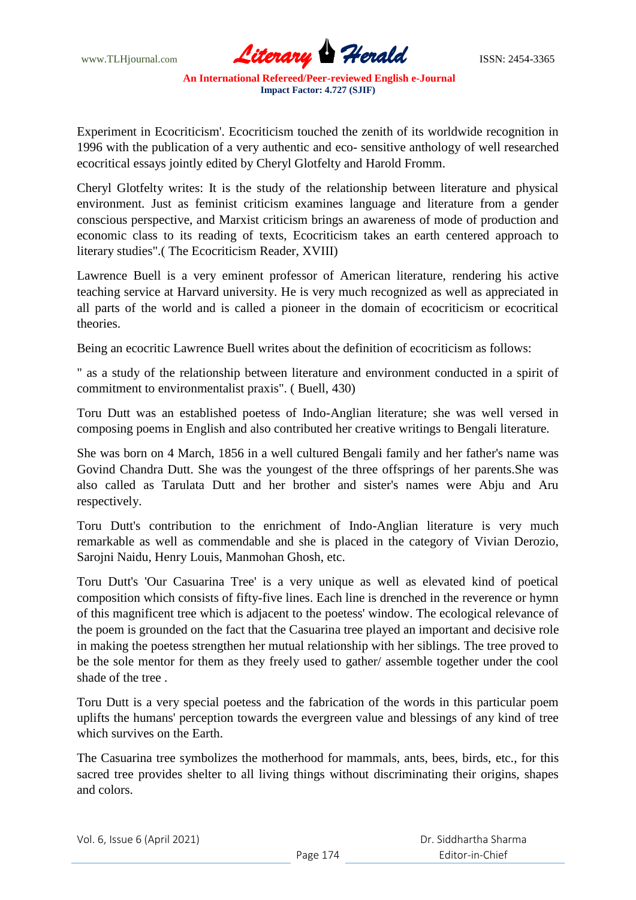Experiment in Ecocriticism'. Ecocriticism touched the zenith of its worldwide recognition in 1996 with the publication of a very authentic and eco- sensitive anthology of well researched ecocritical essays jointly edited by Cheryl Glotfelty and Harold Fromm.

Cheryl Glotfelty writes: It is the study of the relationship between literature and physical environment. Just as feminist criticism examines language and literature from a gender conscious perspective, and Marxist criticism brings an awareness of mode of production and economic class to its reading of texts, Ecocriticism takes an earth centered approach to literary studies".( The Ecocriticism Reader, XVIII)

Lawrence Buell is a very eminent professor of American literature, rendering his active teaching service at Harvard university. He is very much recognized as well as appreciated in all parts of the world and is called a pioneer in the domain of ecocriticism or ecocritical theories.

Being an ecocritic Lawrence Buell writes about the definition of ecocriticism as follows:

" as a study of the relationship between literature and environment conducted in a spirit of commitment to environmentalist praxis". ( Buell, 430)

Toru Dutt was an established poetess of Indo-Anglian literature; she was well versed in composing poems in English and also contributed her creative writings to Bengali literature.

She was born on 4 March, 1856 in a well cultured Bengali family and her father's name was Govind Chandra Dutt. She was the youngest of the three offsprings of her parents.She was also called as Tarulata Dutt and her brother and sister's names were Abju and Aru respectively.

Toru Dutt's contribution to the enrichment of Indo-Anglian literature is very much remarkable as well as commendable and she is placed in the category of Vivian Derozio, Sarojni Naidu, Henry Louis, Manmohan Ghosh, etc.

Toru Dutt's 'Our Casuarina Tree' is a very unique as well as elevated kind of poetical composition which consists of fifty-five lines. Each line is drenched in the reverence or hymn of this magnificent tree which is adjacent to the poetess' window. The ecological relevance of the poem is grounded on the fact that the Casuarina tree played an important and decisive role in making the poetess strengthen her mutual relationship with her siblings. The tree proved to be the sole mentor for them as they freely used to gather/ assemble together under the cool shade of the tree .

Toru Dutt is a very special poetess and the fabrication of the words in this particular poem uplifts the humans' perception towards the evergreen value and blessings of any kind of tree which survives on the Earth.

The Casuarina tree symbolizes the motherhood for mammals, ants, bees, birds, etc., for this sacred tree provides shelter to all living things without discriminating their origins, shapes and colors.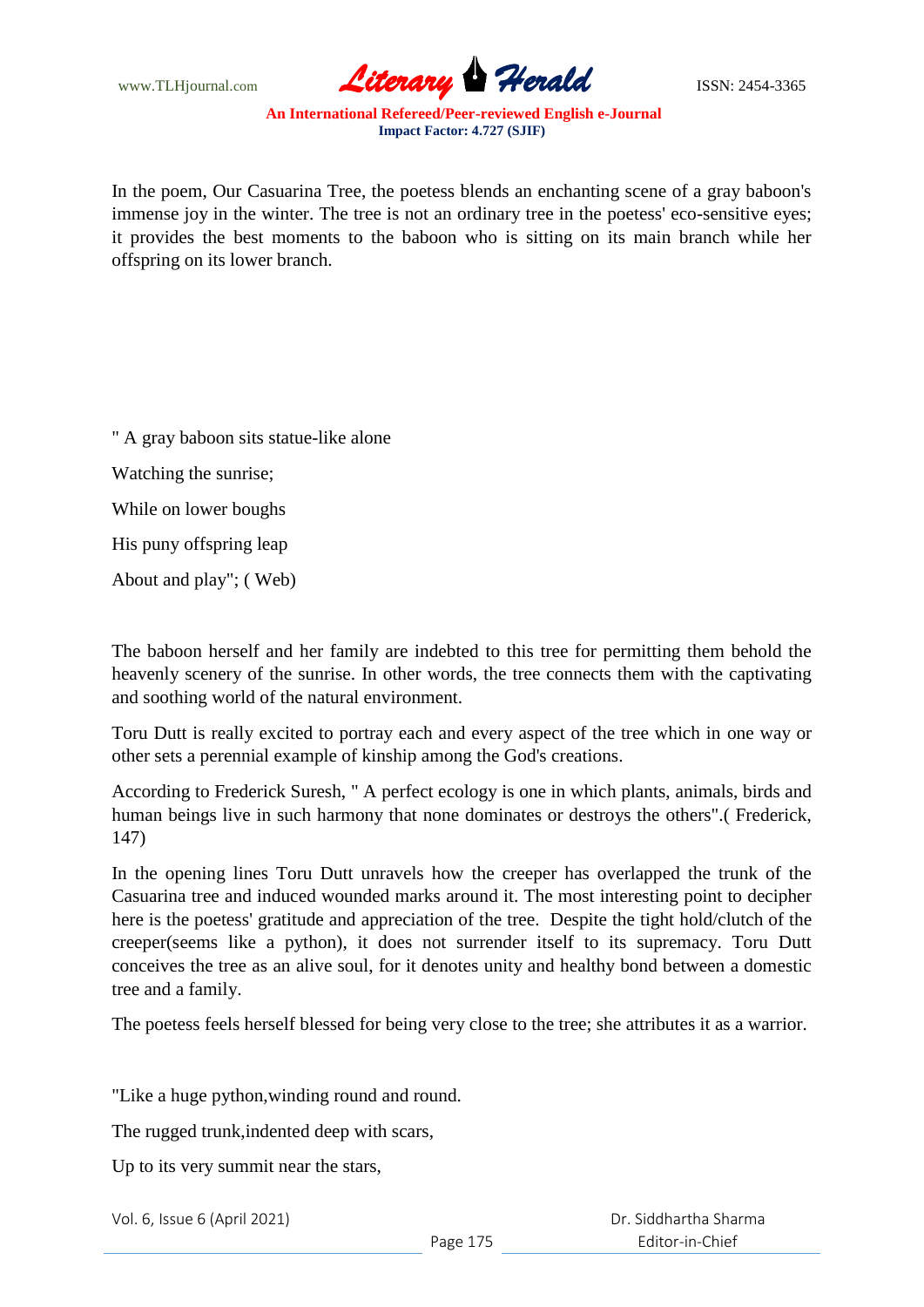In the poem, Our Casuarina Tree, the poetess blends an enchanting scene of a gray baboon's immense joy in the winter. The tree is not an ordinary tree in the poetess' eco-sensitive eyes; it provides the best moments to the baboon who is sitting on its main branch while her offspring on its lower branch.

" A gray baboon sits statue-like alone

Watching the sunrise;

While on lower boughs

His puny offspring leap

About and play"; ( Web)

The baboon herself and her family are indebted to this tree for permitting them behold the heavenly scenery of the sunrise. In other words, the tree connects them with the captivating and soothing world of the natural environment.

Toru Dutt is really excited to portray each and every aspect of the tree which in one way or other sets a perennial example of kinship among the God's creations.

According to Frederick Suresh, " A perfect ecology is one in which plants, animals, birds and human beings live in such harmony that none dominates or destroys the others".( Frederick, 147)

In the opening lines Toru Dutt unravels how the creeper has overlapped the trunk of the Casuarina tree and induced wounded marks around it. The most interesting point to decipher here is the poetess' gratitude and appreciation of the tree. Despite the tight hold/clutch of the creeper(seems like a python), it does not surrender itself to its supremacy. Toru Dutt conceives the tree as an alive soul, for it denotes unity and healthy bond between a domestic tree and a family.

The poetess feels herself blessed for being very close to the tree; she attributes it as a warrior.

"Like a huge python,winding round and round.

The rugged trunk,indented deep with scars,

Up to its very summit near the stars,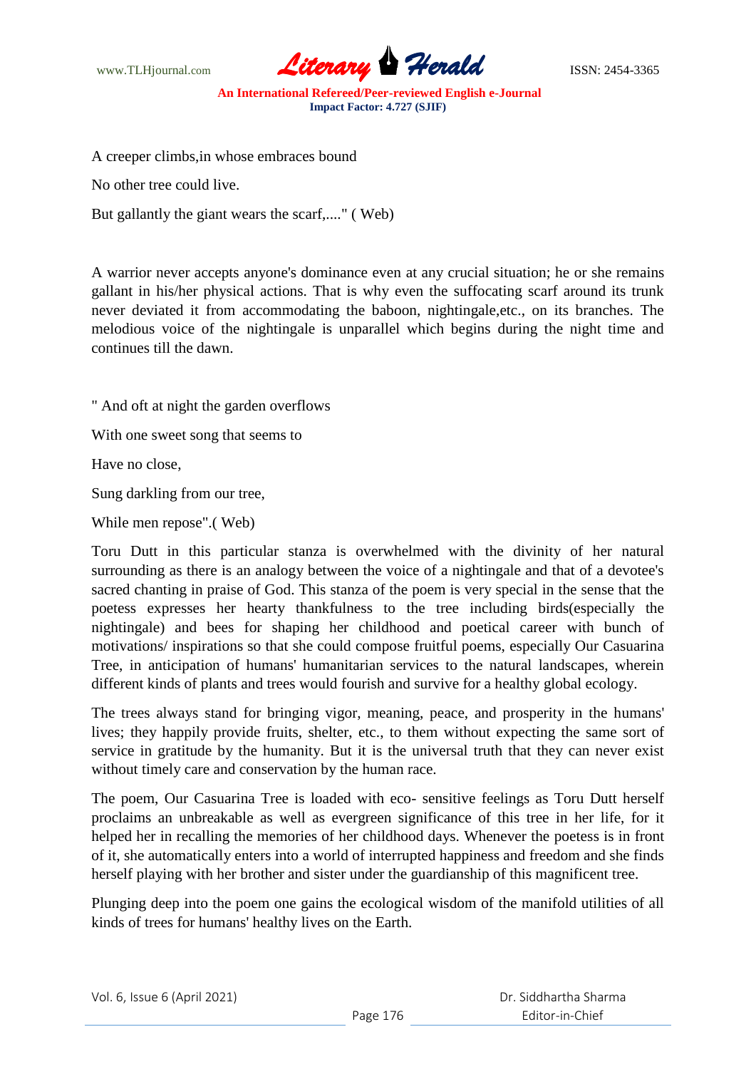A creeper climbs,in whose embraces bound

No other tree could live.

But gallantly the giant wears the scarf,...." ( Web)

A warrior never accepts anyone's dominance even at any crucial situation; he or she remains gallant in his/her physical actions. That is why even the suffocating scarf around its trunk never deviated it from accommodating the baboon, nightingale,etc., on its branches. The melodious voice of the nightingale is unparallel which begins during the night time and continues till the dawn.

" And oft at night the garden overflows

With one sweet song that seems to

Have no close,

Sung darkling from our tree,

While men repose".( Web)

Toru Dutt in this particular stanza is overwhelmed with the divinity of her natural surrounding as there is an analogy between the voice of a nightingale and that of a devotee's sacred chanting in praise of God. This stanza of the poem is very special in the sense that the poetess expresses her hearty thankfulness to the tree including birds(especially the nightingale) and bees for shaping her childhood and poetical career with bunch of motivations/ inspirations so that she could compose fruitful poems, especially Our Casuarina Tree, in anticipation of humans' humanitarian services to the natural landscapes, wherein different kinds of plants and trees would fourish and survive for a healthy global ecology.

The trees always stand for bringing vigor, meaning, peace, and prosperity in the humans' lives; they happily provide fruits, shelter, etc., to them without expecting the same sort of service in gratitude by the humanity. But it is the universal truth that they can never exist without timely care and conservation by the human race.

The poem, Our Casuarina Tree is loaded with eco- sensitive feelings as Toru Dutt herself proclaims an unbreakable as well as evergreen significance of this tree in her life, for it helped her in recalling the memories of her childhood days. Whenever the poetess is in front of it, she automatically enters into a world of interrupted happiness and freedom and she finds herself playing with her brother and sister under the guardianship of this magnificent tree.

Plunging deep into the poem one gains the ecological wisdom of the manifold utilities of all kinds of trees for humans' healthy lives on the Earth.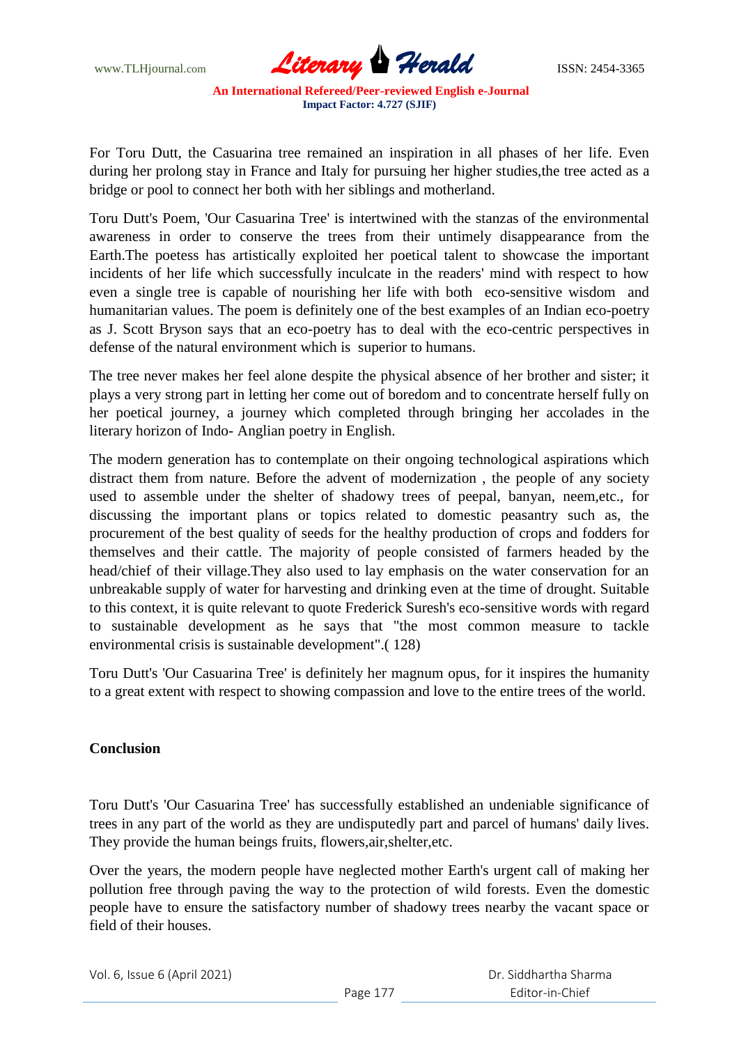For Toru Dutt, the Casuarina tree remained an inspiration in all phases of her life. Even during her prolong stay in France and Italy for pursuing her higher studies,the tree acted as a bridge or pool to connect her both with her siblings and motherland.

Toru Dutt's Poem, 'Our Casuarina Tree' is intertwined with the stanzas of the environmental awareness in order to conserve the trees from their untimely disappearance from the Earth.The poetess has artistically exploited her poetical talent to showcase the important incidents of her life which successfully inculcate in the readers' mind with respect to how even a single tree is capable of nourishing her life with both eco-sensitive wisdom and humanitarian values. The poem is definitely one of the best examples of an Indian eco-poetry as J. Scott Bryson says that an eco-poetry has to deal with the eco-centric perspectives in defense of the natural environment which is superior to humans.

The tree never makes her feel alone despite the physical absence of her brother and sister; it plays a very strong part in letting her come out of boredom and to concentrate herself fully on her poetical journey, a journey which completed through bringing her accolades in the literary horizon of Indo- Anglian poetry in English.

The modern generation has to contemplate on their ongoing technological aspirations which distract them from nature. Before the advent of modernization , the people of any society used to assemble under the shelter of shadowy trees of peepal, banyan, neem,etc., for discussing the important plans or topics related to domestic peasantry such as, the procurement of the best quality of seeds for the healthy production of crops and fodders for themselves and their cattle. The majority of people consisted of farmers headed by the head/chief of their village.They also used to lay emphasis on the water conservation for an unbreakable supply of water for harvesting and drinking even at the time of drought. Suitable to this context, it is quite relevant to quote Frederick Suresh's eco-sensitive words with regard to sustainable development as he says that "the most common measure to tackle environmental crisis is sustainable development".( 128)

Toru Dutt's 'Our Casuarina Tree' is definitely her magnum opus, for it inspires the humanity to a great extent with respect to showing compassion and love to the entire trees of the world.

**Conclusion**

Toru Dutt's 'Our Casuarina Tree' has successfully established an undeniable significance of trees in any part of the world as they are undisputedly part and parcel of humans' daily lives. They provide the human beings fruits, flowers,air,shelter,etc.

Over the years, the modern people have neglected mother Earth's urgent call of making her pollution free through paving the way to the protection of wild forests. Even the domestic people have to ensure the satisfactory number of shadowy trees nearby the vacant space or field of their houses.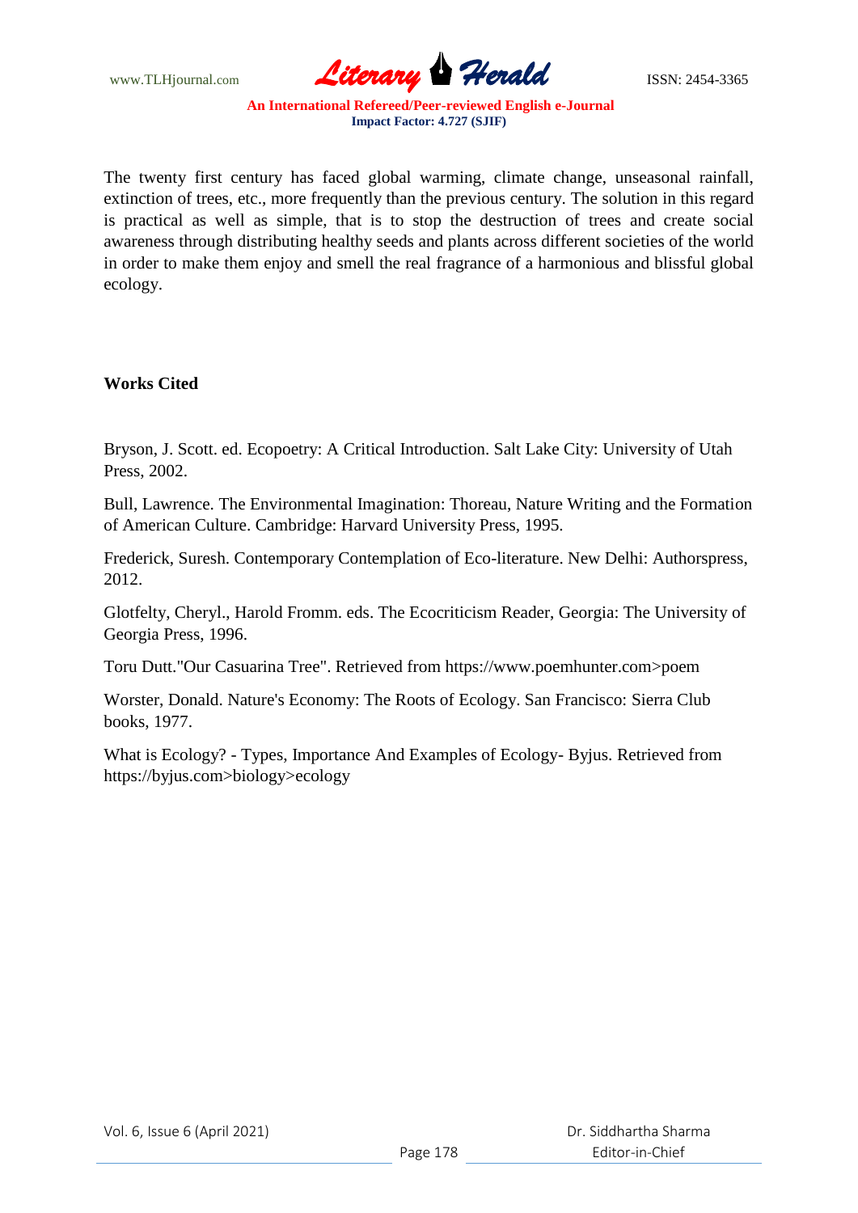The twenty first century has faced global warming, climate change, unseasonal rainfall, extinction of trees, etc., more frequently than the previous century. The solution in this regard is practical as well as simple, that is to stop the destruction of trees and create social awareness through distributing healthy seeds and plants across different societies of the world in order to make them enjoy and smell the real fragrance of a harmonious and blissful global ecology.

**Works Cited**

Bryson, J. Scott. ed. Ecopoetry: A Critical Introduction. Salt Lake City: University of Utah Press, 2002.

Bull, Lawrence. The Environmental Imagination: Thoreau, Nature Writing and the Formation of American Culture. Cambridge: Harvard University Press, 1995.

Frederick, Suresh. Contemporary Contemplation of Eco-literature. New Delhi: Authorspress, 2012.

Glotfelty, Cheryl., Harold Fromm. eds. The Ecocriticism Reader, Georgia: The University of Georgia Press, 1996.

Toru Dutt."Our Casuarina Tree". Retrieved from https://www.poemhunter.com>poem

Worster, Donald. Nature's Economy: The Roots of Ecology. San Francisco: Sierra Club books, 1977.

What is Ecology? - Types, Importance And Examples of Ecology- Byjus. Retrieved from https://byjus.com>biology>ecology